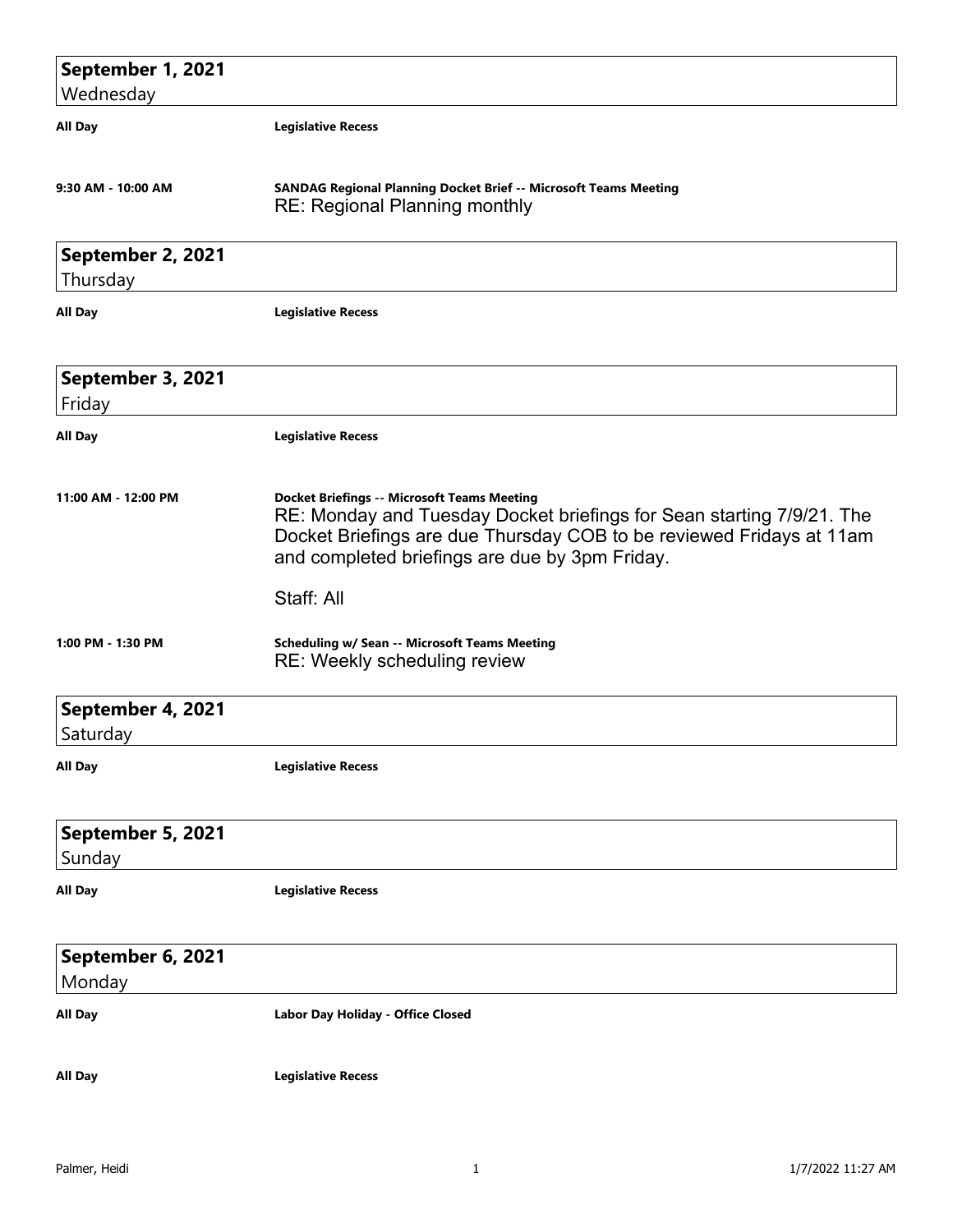## September 1, 2021
Wednesday

**All Day** — **Legislative Recess**

**9:30 AM - 10:00 AM** — **SANDAG Regional Planning Docket Brief -- Microsoft Teams Meeting**
RE: Regional Planning monthly

## September 2, 2021
Thursday

**All Day** — **Legislative Recess**

## September 3, 2021
Friday

**All Day** — **Legislative Recess**

**11:00 AM - 12:00 PM** — **Docket Briefings -- Microsoft Teams Meeting**
RE: Monday and Tuesday Docket briefings for Sean starting 7/9/21. The Docket Briefings are due Thursday COB to be reviewed Fridays at 11am and completed briefings are due by 3pm Friday.

Staff: All

**1:00 PM - 1:30 PM** — **Scheduling w/ Sean -- Microsoft Teams Meeting**
RE: Weekly scheduling review

## September 4, 2021
Saturday

**All Day** — **Legislative Recess**

## September 5, 2021
Sunday

**All Day** — **Legislative Recess**

## September 6, 2021
Monday

**All Day** — **Labor Day Holiday - Office Closed**

**All Day** — **Legislative Recess**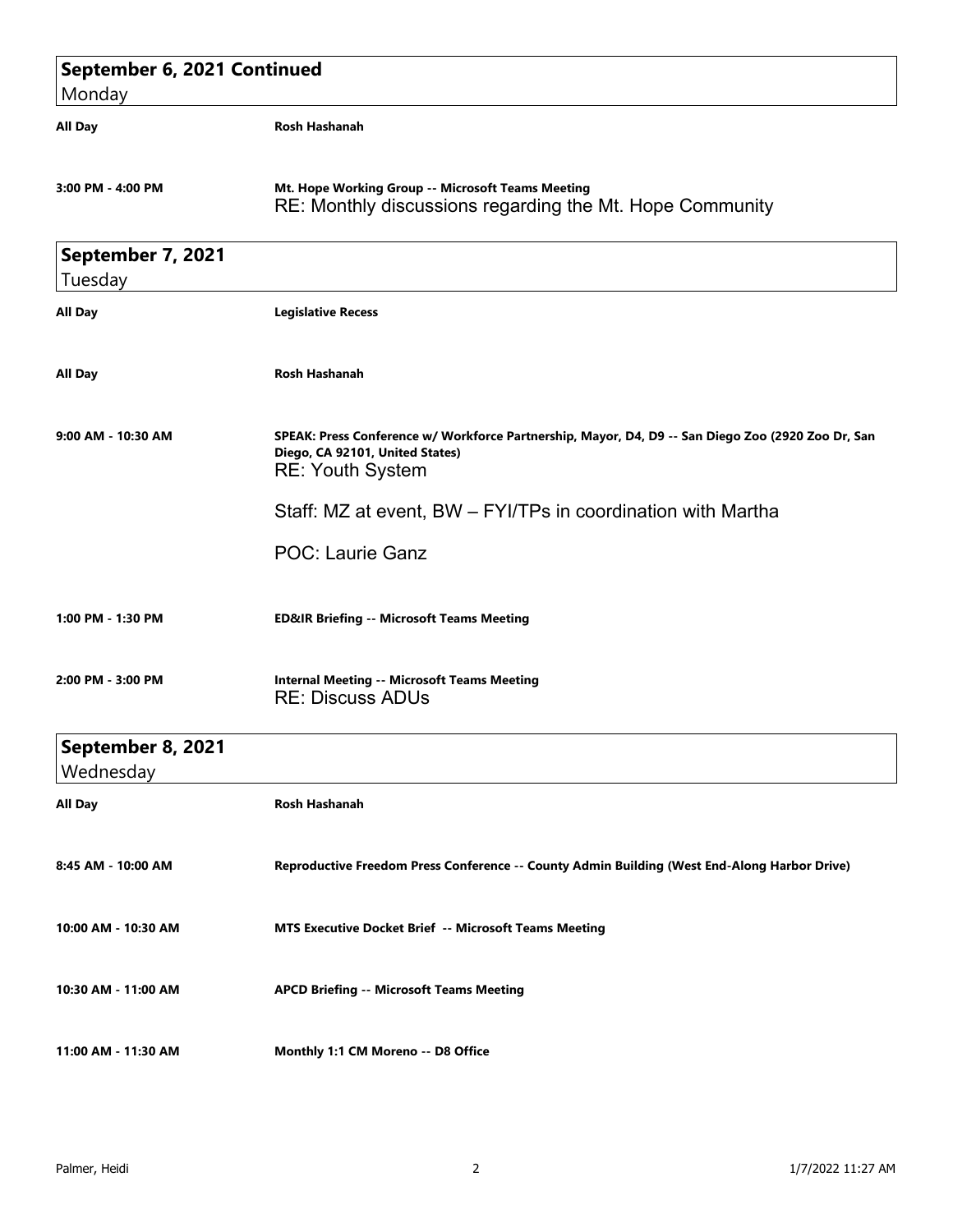## September 6, 2021 Continued
Monday

**All Day** — **Rosh Hashanah**

**3:00 PM - 4:00 PM** — **Mt. Hope Working Group -- Microsoft Teams Meeting**
RE: Monthly discussions regarding the Mt. Hope Community

## September 7, 2021
Tuesday

**All Day** — **Legislative Recess**

**All Day** — **Rosh Hashanah**

**9:00 AM - 10:30 AM** — **SPEAK: Press Conference w/ Workforce Partnership, Mayor, D4, D9 -- San Diego Zoo (2920 Zoo Dr, San Diego, CA 92101, United States)**
RE: Youth System

Staff: MZ at event, BW – FYI/TPs in coordination with Martha

POC: Laurie Ganz

**1:00 PM - 1:30 PM** — **ED&IR Briefing -- Microsoft Teams Meeting**

**2:00 PM - 3:00 PM** — **Internal Meeting -- Microsoft Teams Meeting**
RE: Discuss ADUs

## September 8, 2021
Wednesday

**All Day** — **Rosh Hashanah**

**8:45 AM - 10:00 AM** — **Reproductive Freedom Press Conference -- County Admin Building (West End-Along Harbor Drive)**

**10:00 AM - 10:30 AM** — **MTS Executive Docket Brief -- Microsoft Teams Meeting**

**10:30 AM - 11:00 AM** — **APCD Briefing -- Microsoft Teams Meeting**

**11:00 AM - 11:30 AM** — **Monthly 1:1 CM Moreno -- D8 Office**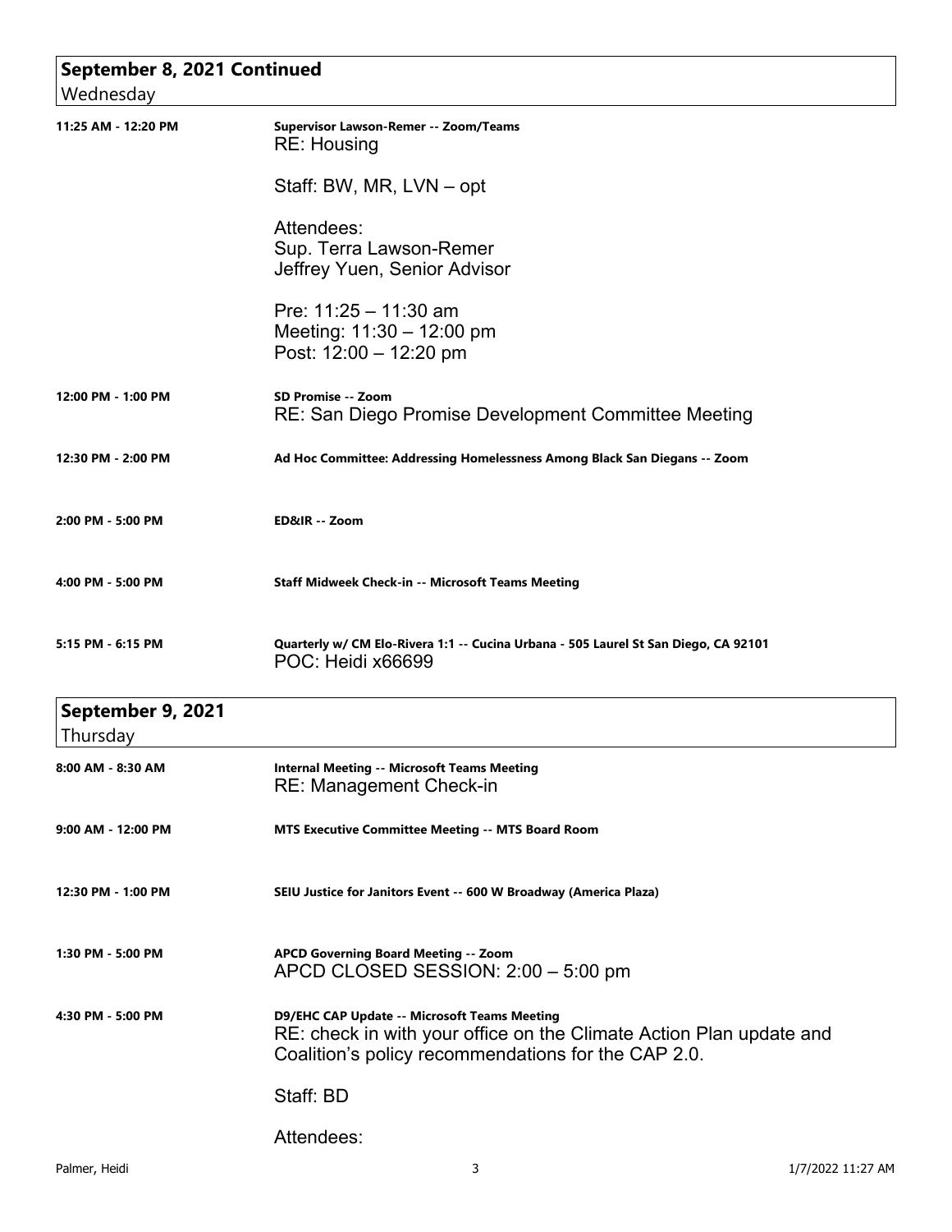## September 8, 2021 Continued
Wednesday

**11:25 AM - 12:20 PM** — **Supervisor Lawson-Remer -- Zoom/Teams**

RE: Housing

Staff: BW, MR, LVN – opt

Attendees:
Sup. Terra Lawson-Remer
Jeffrey Yuen, Senior Advisor

Pre: 11:25 – 11:30 am
Meeting: 11:30 – 12:00 pm
Post: 12:00 – 12:20 pm

**12:00 PM - 1:00 PM** — **SD Promise -- Zoom**

RE: San Diego Promise Development Committee Meeting

**12:30 PM - 2:00 PM** — **Ad Hoc Committee: Addressing Homelessness Among Black San Diegans -- Zoom**

**2:00 PM - 5:00 PM** — **ED&IR -- Zoom**

**4:00 PM - 5:00 PM** — **Staff Midweek Check-in -- Microsoft Teams Meeting**

**5:15 PM - 6:15 PM** — **Quarterly w/ CM Elo-Rivera 1:1 -- Cucina Urbana - 505 Laurel St San Diego, CA 92101**

POC: Heidi x66699

## September 9, 2021
Thursday

**8:00 AM - 8:30 AM** — **Internal Meeting -- Microsoft Teams Meeting**

RE: Management Check-in

**9:00 AM - 12:00 PM** — **MTS Executive Committee Meeting -- MTS Board Room**

**12:30 PM - 1:00 PM** — **SEIU Justice for Janitors Event -- 600 W Broadway (America Plaza)**

**1:30 PM - 5:00 PM** — **APCD Governing Board Meeting -- Zoom**

APCD CLOSED SESSION: 2:00 – 5:00 pm

**4:30 PM - 5:00 PM** — **D9/EHC CAP Update -- Microsoft Teams Meeting**

RE: check in with your office on the Climate Action Plan update and Coalition's policy recommendations for the CAP 2.0.

Staff: BD

Attendees: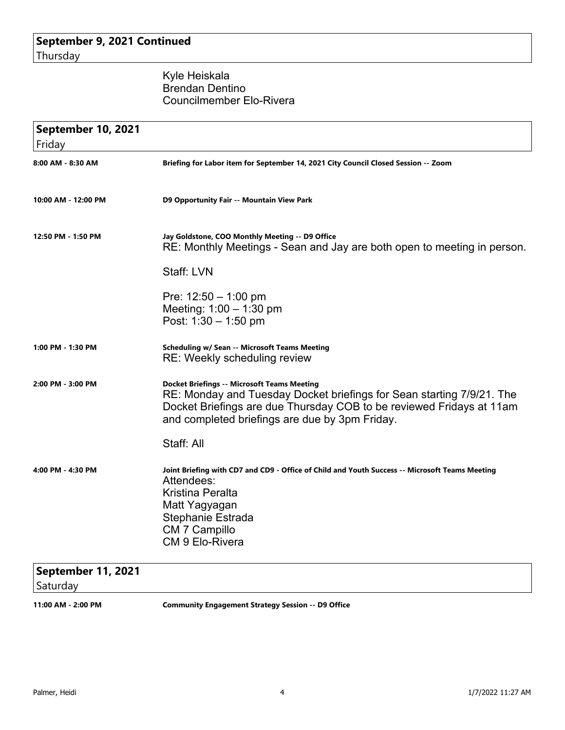## September 9, 2021 Continued
Thursday

Kyle Heiskala
Brendan Dentino
Councilmember Elo-Rivera

## September 10, 2021
Friday

**8:00 AM - 8:30 AM** — **Briefing for Labor item for September 14, 2021 City Council Closed Session -- Zoom**

**10:00 AM - 12:00 PM** — **D9 Opportunity Fair -- Mountain View Park**

**12:50 PM - 1:50 PM** — **Jay Goldstone, COO Monthly Meeting -- D9 Office**

RE: Monthly Meetings - Sean and Jay are both open to meeting in person.

Staff: LVN

Pre: 12:50 – 1:00 pm
Meeting: 1:00 – 1:30 pm
Post: 1:30 – 1:50 pm

**1:00 PM - 1:30 PM** — **Scheduling w/ Sean -- Microsoft Teams Meeting**

RE: Weekly scheduling review

**2:00 PM - 3:00 PM** — **Docket Briefings -- Microsoft Teams Meeting**

RE: Monday and Tuesday Docket briefings for Sean starting 7/9/21. The Docket Briefings are due Thursday COB to be reviewed Fridays at 11am and completed briefings are due by 3pm Friday.

Staff: All

**4:00 PM - 4:30 PM** — **Joint Briefing with CD7 and CD9 - Office of Child and Youth Success -- Microsoft Teams Meeting**

Attendees:
Kristina Peralta
Matt Yagyagan
Stephanie Estrada
CM 7 Campillo
CM 9 Elo-Rivera

## September 11, 2021
Saturday

**11:00 AM - 2:00 PM** — **Community Engagement Strategy Session -- D9 Office**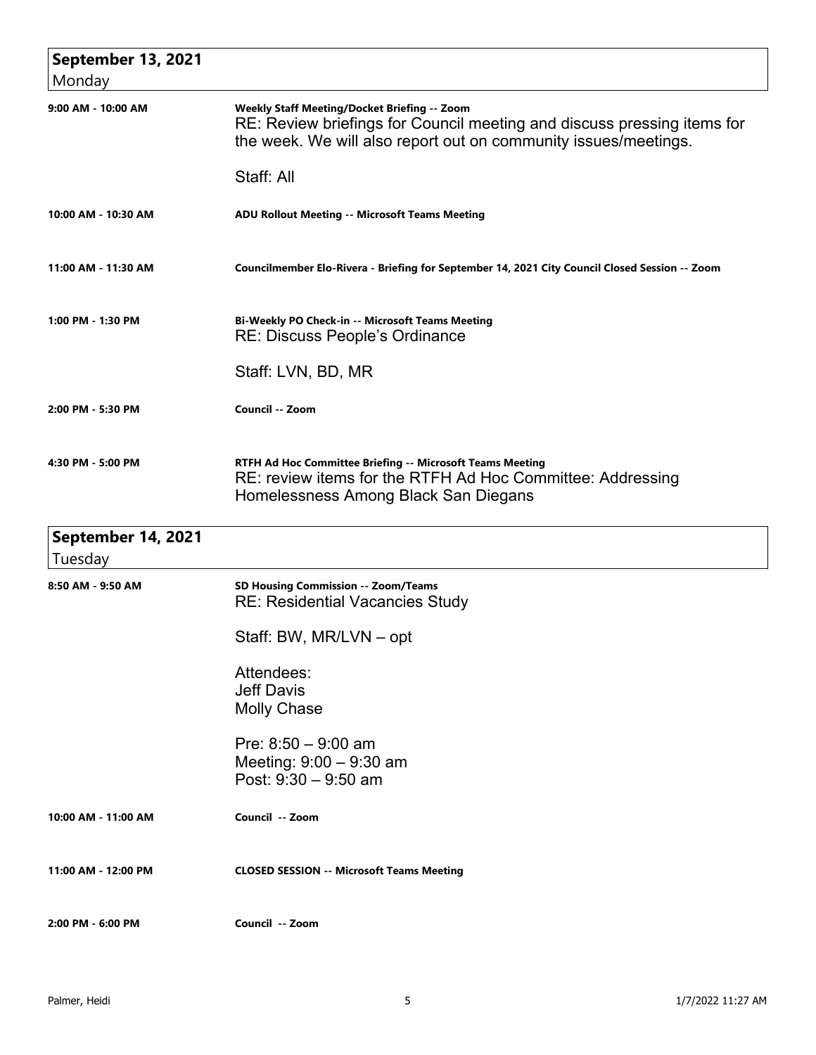## September 13, 2021
Monday

| | |
|---|---|
| **9:00 AM - 10:00 AM** | **Weekly Staff Meeting/Docket Briefing -- Zoom**<br>RE: Review briefings for Council meeting and discuss pressing items for the week. We will also report out on community issues/meetings.<br><br>Staff: All |
| **10:00 AM - 10:30 AM** | **ADU Rollout Meeting -- Microsoft Teams Meeting** |
| **11:00 AM - 11:30 AM** | **Councilmember Elo-Rivera - Briefing for September 14, 2021 City Council Closed Session -- Zoom** |
| **1:00 PM - 1:30 PM** | **Bi-Weekly PO Check-in -- Microsoft Teams Meeting**<br>RE: Discuss People's Ordinance<br><br>Staff: LVN, BD, MR |
| **2:00 PM - 5:30 PM** | **Council -- Zoom** |
| **4:30 PM - 5:00 PM** | **RTFH Ad Hoc Committee Briefing -- Microsoft Teams Meeting**<br>RE: review items for the RTFH Ad Hoc Committee: Addressing Homelessness Among Black San Diegans |

## September 14, 2021
Tuesday

| | |
|---|---|
| **8:50 AM - 9:50 AM** | **SD Housing Commission -- Zoom/Teams**<br>RE: Residential Vacancies Study<br><br>Staff: BW, MR/LVN – opt<br><br>Attendees:<br>Jeff Davis<br>Molly Chase<br><br>Pre: 8:50 – 9:00 am<br>Meeting: 9:00 – 9:30 am<br>Post: 9:30 – 9:50 am |
| **10:00 AM - 11:00 AM** | **Council -- Zoom** |
| **11:00 AM - 12:00 PM** | **CLOSED SESSION -- Microsoft Teams Meeting** |
| **2:00 PM - 6:00 PM** | **Council -- Zoom** |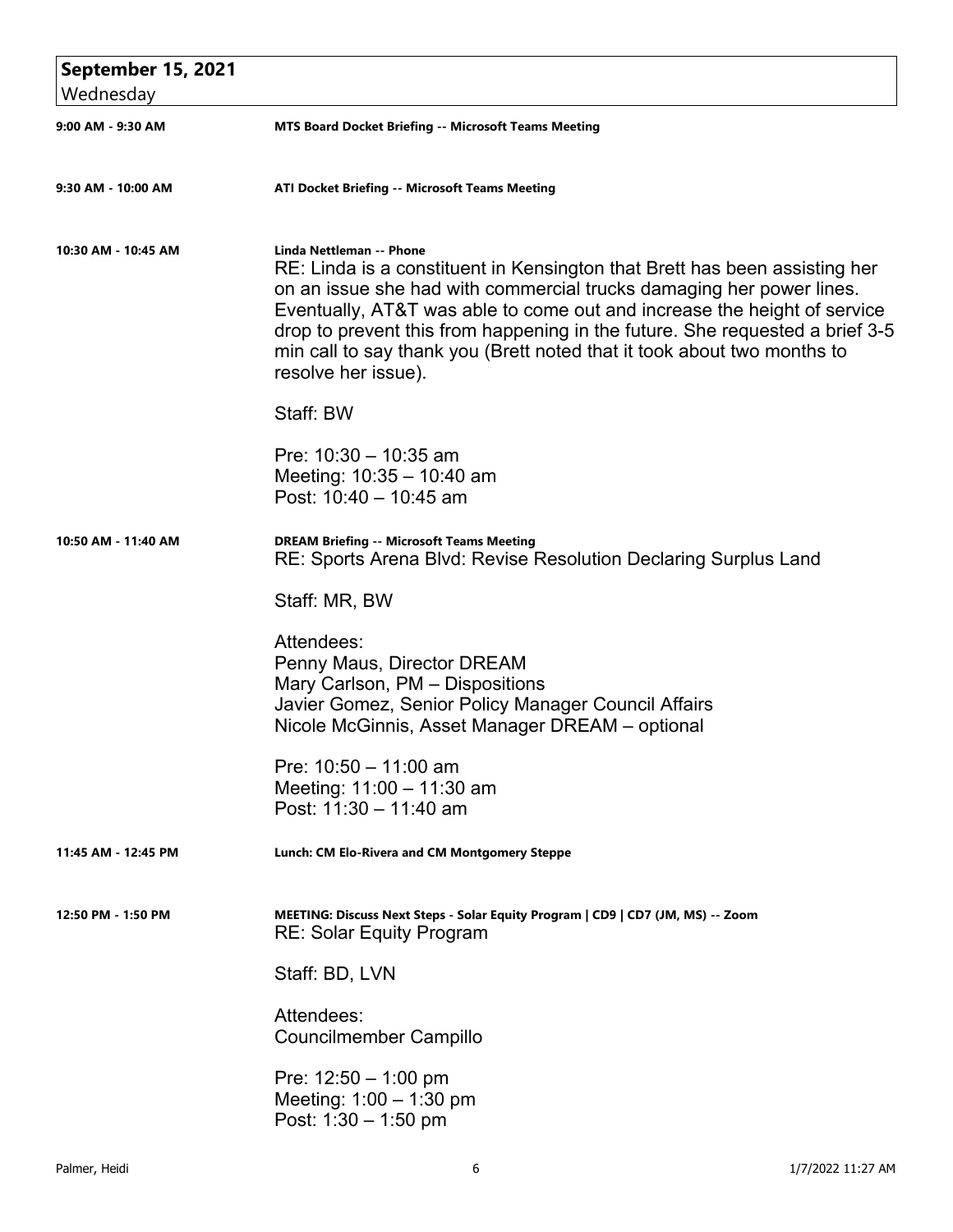## September 15, 2021
Wednesday

**9:00 AM - 9:30 AM** — **MTS Board Docket Briefing -- Microsoft Teams Meeting**

**9:30 AM - 10:00 AM** — **ATI Docket Briefing -- Microsoft Teams Meeting**

**10:30 AM - 10:45 AM** — **Linda Nettleman -- Phone**

RE: Linda is a constituent in Kensington that Brett has been assisting her on an issue she had with commercial trucks damaging her power lines. Eventually, AT&T was able to come out and increase the height of service drop to prevent this from happening in the future. She requested a brief 3-5 min call to say thank you (Brett noted that it took about two months to resolve her issue).

Staff: BW

Pre: 10:30 – 10:35 am
Meeting: 10:35 – 10:40 am
Post: 10:40 – 10:45 am

**10:50 AM - 11:40 AM** — **DREAM Briefing -- Microsoft Teams Meeting**

RE: Sports Arena Blvd: Revise Resolution Declaring Surplus Land

Staff: MR, BW

Attendees:
Penny Maus, Director DREAM
Mary Carlson, PM – Dispositions
Javier Gomez, Senior Policy Manager Council Affairs
Nicole McGinnis, Asset Manager DREAM – optional

Pre: 10:50 – 11:00 am
Meeting: 11:00 – 11:30 am
Post: 11:30 – 11:40 am

**11:45 AM - 12:45 PM** — **Lunch: CM Elo-Rivera and CM Montgomery Steppe**

**12:50 PM - 1:50 PM** — **MEETING: Discuss Next Steps - Solar Equity Program | CD9 | CD7 (JM, MS) -- Zoom**

RE: Solar Equity Program

Staff: BD, LVN

Attendees:
Councilmember Campillo

Pre: 12:50 – 1:00 pm
Meeting: 1:00 – 1:30 pm
Post: 1:30 – 1:50 pm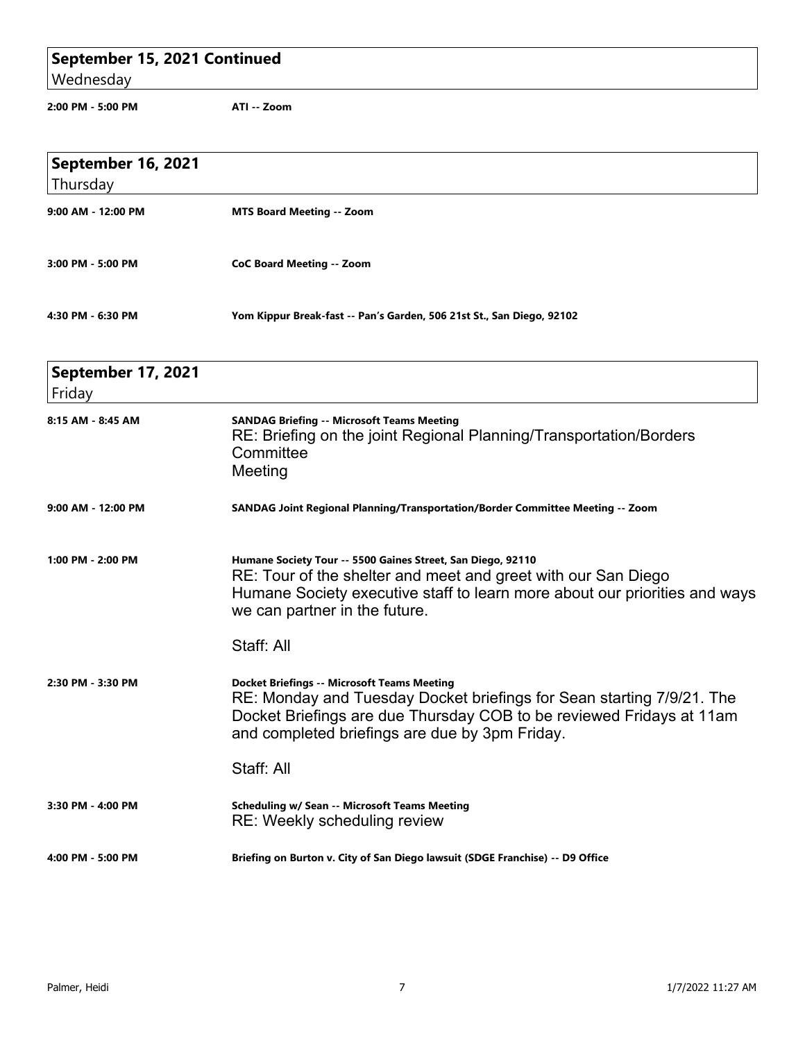## September 15, 2021 Continued
Wednesday

**2:00 PM - 5:00 PM** — **ATI -- Zoom**

## September 16, 2021
Thursday

**9:00 AM - 12:00 PM** — **MTS Board Meeting -- Zoom**

**3:00 PM - 5:00 PM** — **CoC Board Meeting -- Zoom**

**4:30 PM - 6:30 PM** — **Yom Kippur Break-fast -- Pan's Garden, 506 21st St., San Diego, 92102**

## September 17, 2021
Friday

**8:15 AM - 8:45 AM** — **SANDAG Briefing -- Microsoft Teams Meeting**
RE: Briefing on the joint Regional Planning/Transportation/Borders Committee
Meeting

**9:00 AM - 12:00 PM** — **SANDAG Joint Regional Planning/Transportation/Border Committee Meeting -- Zoom**

**1:00 PM - 2:00 PM** — **Humane Society Tour -- 5500 Gaines Street, San Diego, 92110**
RE: Tour of the shelter and meet and greet with our San Diego Humane Society executive staff to learn more about our priorities and ways we can partner in the future.

Staff: All

**2:30 PM - 3:30 PM** — **Docket Briefings -- Microsoft Teams Meeting**
RE: Monday and Tuesday Docket briefings for Sean starting 7/9/21. The Docket Briefings are due Thursday COB to be reviewed Fridays at 11am and completed briefings are due by 3pm Friday.

Staff: All

**3:30 PM - 4:00 PM** — **Scheduling w/ Sean -- Microsoft Teams Meeting**
RE: Weekly scheduling review

**4:00 PM - 5:00 PM** — **Briefing on Burton v. City of San Diego lawsuit (SDGE Franchise) -- D9 Office**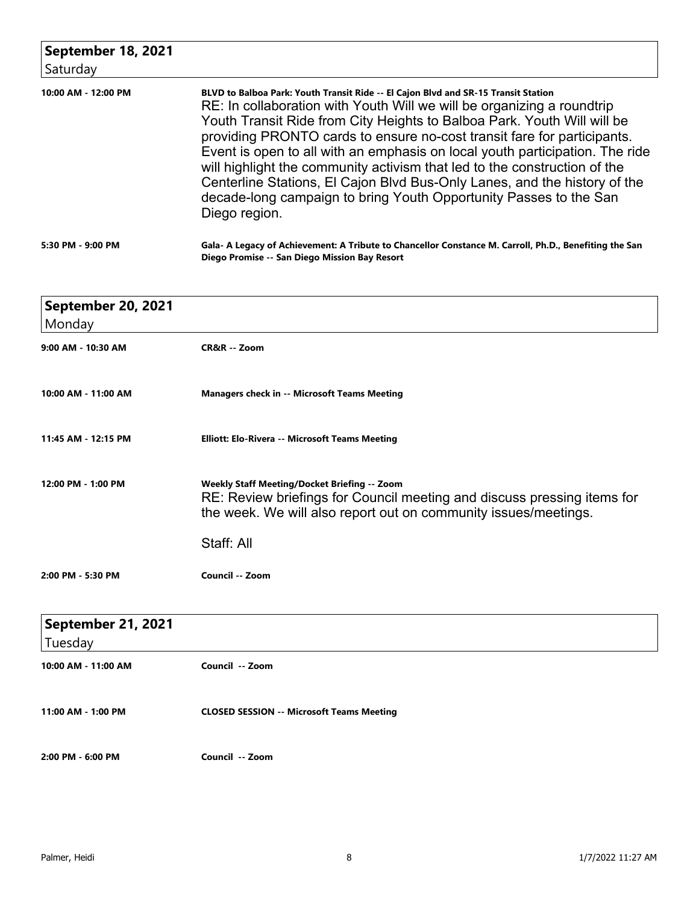## September 18, 2021
Saturday

**10:00 AM - 12:00 PM** — **BLVD to Balboa Park: Youth Transit Ride -- El Cajon Blvd and SR-15 Transit Station**

RE: In collaboration with Youth Will we will be organizing a roundtrip Youth Transit Ride from City Heights to Balboa Park. Youth Will will be providing PRONTO cards to ensure no-cost transit fare for participants. Event is open to all with an emphasis on local youth participation. The ride will highlight the community activism that led to the construction of the Centerline Stations, El Cajon Blvd Bus-Only Lanes, and the history of the decade-long campaign to bring Youth Opportunity Passes to the San Diego region.

**5:30 PM - 9:00 PM** — **Gala- A Legacy of Achievement: A Tribute to Chancellor Constance M. Carroll, Ph.D., Benefiting the San Diego Promise -- San Diego Mission Bay Resort**

## September 20, 2021
Monday

**9:00 AM - 10:30 AM** — **CR&R -- Zoom**

**10:00 AM - 11:00 AM** — **Managers check in -- Microsoft Teams Meeting**

**11:45 AM - 12:15 PM** — **Elliott: Elo-Rivera -- Microsoft Teams Meeting**

**12:00 PM - 1:00 PM** — **Weekly Staff Meeting/Docket Briefing -- Zoom**

RE: Review briefings for Council meeting and discuss pressing items for the week. We will also report out on community issues/meetings.

Staff: All

**2:00 PM - 5:30 PM** — **Council -- Zoom**

## September 21, 2021
Tuesday

**10:00 AM - 11:00 AM** — **Council -- Zoom**

**11:00 AM - 1:00 PM** — **CLOSED SESSION -- Microsoft Teams Meeting**

**2:00 PM - 6:00 PM** — **Council -- Zoom**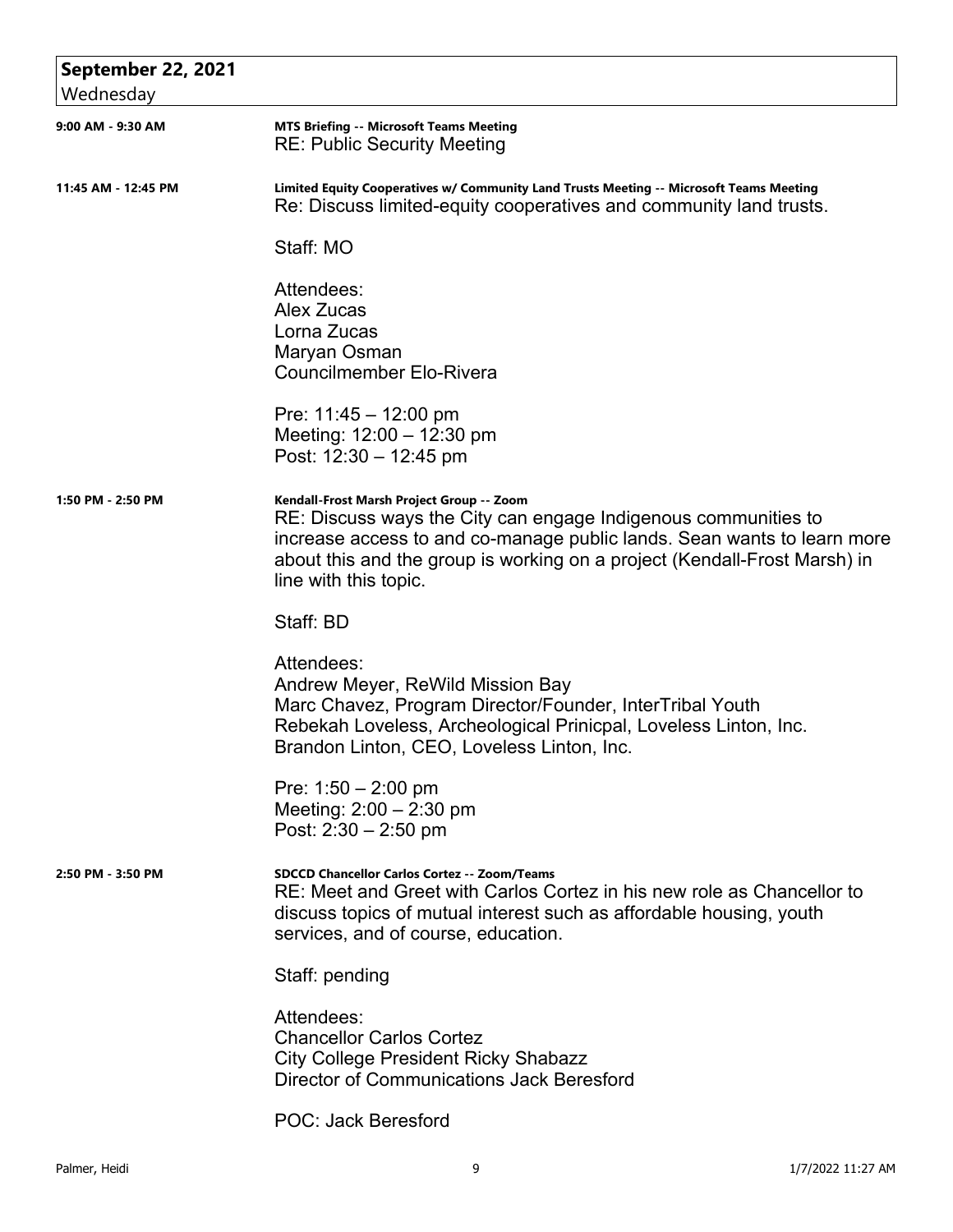## September 22, 2021
Wednesday

**9:00 AM - 9:30 AM**

**MTS Briefing -- Microsoft Teams Meeting**
RE: Public Security Meeting

**11:45 AM - 12:45 PM**

**Limited Equity Cooperatives w/ Community Land Trusts Meeting -- Microsoft Teams Meeting**
Re: Discuss limited-equity cooperatives and community land trusts.

Staff: MO

Attendees:
Alex Zucas
Lorna Zucas
Maryan Osman
Councilmember Elo-Rivera

Pre: 11:45 – 12:00 pm
Meeting: 12:00 – 12:30 pm
Post: 12:30 – 12:45 pm

**1:50 PM - 2:50 PM**

**Kendall-Frost Marsh Project Group -- Zoom**
RE: Discuss ways the City can engage Indigenous communities to increase access to and co-manage public lands. Sean wants to learn more about this and the group is working on a project (Kendall-Frost Marsh) in line with this topic.

Staff: BD

Attendees:
Andrew Meyer, ReWild Mission Bay
Marc Chavez, Program Director/Founder, InterTribal Youth
Rebekah Loveless, Archeological Prinicpal, Loveless Linton, Inc.
Brandon Linton, CEO, Loveless Linton, Inc.

Pre: 1:50 – 2:00 pm
Meeting: 2:00 – 2:30 pm
Post: 2:30 – 2:50 pm

**2:50 PM - 3:50 PM**

**SDCCD Chancellor Carlos Cortez -- Zoom/Teams**
RE: Meet and Greet with Carlos Cortez in his new role as Chancellor to discuss topics of mutual interest such as affordable housing, youth services, and of course, education.

Staff: pending

Attendees:
Chancellor Carlos Cortez
City College President Ricky Shabazz
Director of Communications Jack Beresford

POC: Jack Beresford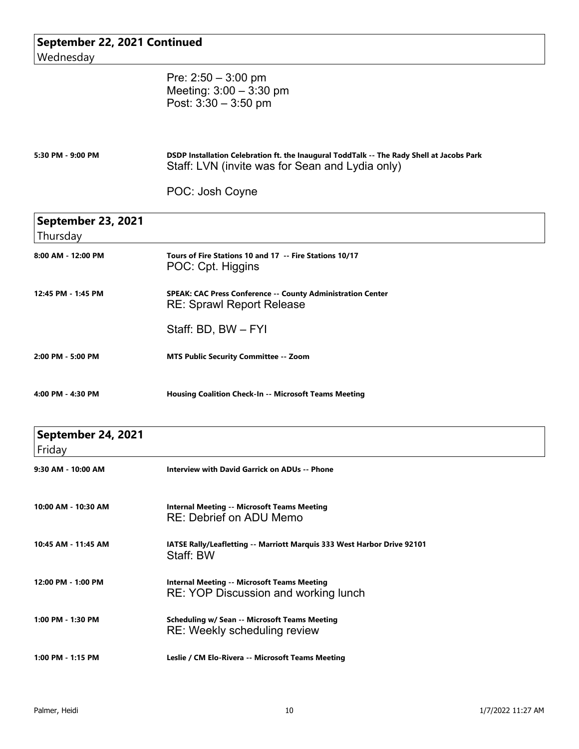## September 22, 2021 Continued
Wednesday

Pre: 2:50 – 3:00 pm
Meeting: 3:00 – 3:30 pm
Post: 3:30 – 3:50 pm

**5:30 PM - 9:00 PM** — **DSDP Installation Celebration ft. the Inaugural ToddTalk -- The Rady Shell at Jacobs Park**
Staff: LVN (invite was for Sean and Lydia only)

POC: Josh Coyne

## September 23, 2021
Thursday

**8:00 AM - 12:00 PM** — **Tours of Fire Stations 10 and 17 -- Fire Stations 10/17**
POC: Cpt. Higgins

**12:45 PM - 1:45 PM** — **SPEAK: CAC Press Conference -- County Administration Center**
RE: Sprawl Report Release

Staff: BD, BW – FYI

**2:00 PM - 5:00 PM** — **MTS Public Security Committee -- Zoom**

**4:00 PM - 4:30 PM** — **Housing Coalition Check-In -- Microsoft Teams Meeting**

## September 24, 2021
Friday

**9:30 AM - 10:00 AM** — **Interview with David Garrick on ADUs -- Phone**

**10:00 AM - 10:30 AM** — **Internal Meeting -- Microsoft Teams Meeting**
RE: Debrief on ADU Memo

**10:45 AM - 11:45 AM** — **IATSE Rally/Leafletting -- Marriott Marquis 333 West Harbor Drive 92101**
Staff: BW

**12:00 PM - 1:00 PM** — **Internal Meeting -- Microsoft Teams Meeting**
RE: YOP Discussion and working lunch

**1:00 PM - 1:30 PM** — **Scheduling w/ Sean -- Microsoft Teams Meeting**
RE: Weekly scheduling review

**1:00 PM - 1:15 PM** — **Leslie / CM Elo-Rivera -- Microsoft Teams Meeting**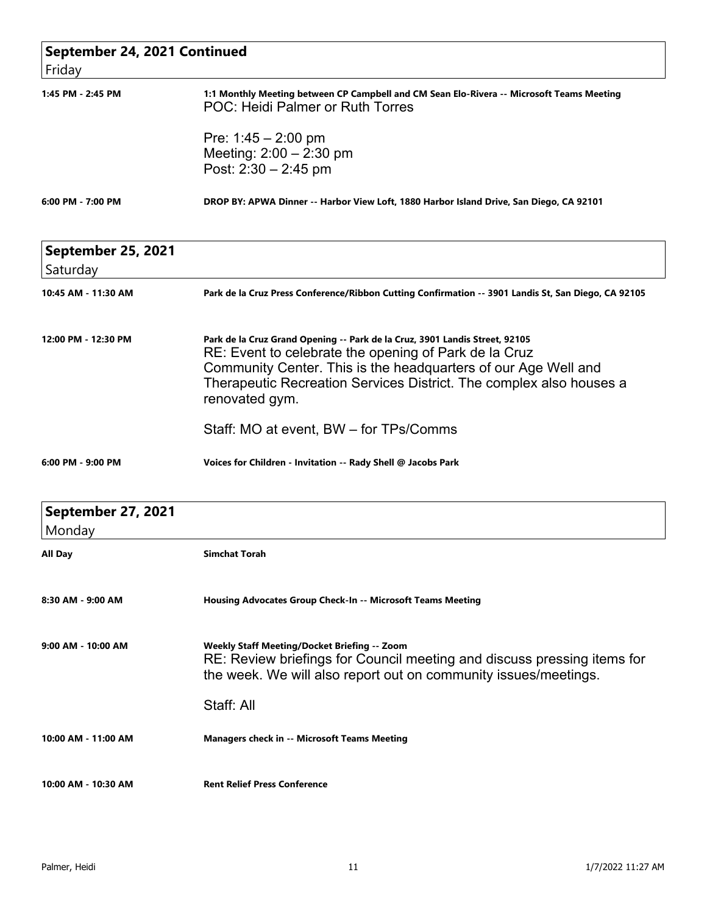## September 24, 2021 Continued
Friday

**1:45 PM - 2:45 PM** — **1:1 Monthly Meeting between CP Campbell and CM Sean Elo-Rivera -- Microsoft Teams Meeting**

POC: Heidi Palmer or Ruth Torres

Pre: 1:45 – 2:00 pm
Meeting: 2:00 – 2:30 pm
Post: 2:30 – 2:45 pm

**6:00 PM - 7:00 PM** — **DROP BY: APWA Dinner -- Harbor View Loft, 1880 Harbor Island Drive, San Diego, CA 92101**

## September 25, 2021
Saturday

**10:45 AM - 11:30 AM** — **Park de la Cruz Press Conference/Ribbon Cutting Confirmation -- 3901 Landis St, San Diego, CA 92105**

**12:00 PM - 12:30 PM** — **Park de la Cruz Grand Opening -- Park de la Cruz, 3901 Landis Street, 92105**

RE: Event to celebrate the opening of Park de la Cruz Community Center. This is the headquarters of our Age Well and Therapeutic Recreation Services District. The complex also houses a renovated gym.

Staff: MO at event, BW – for TPs/Comms

**6:00 PM - 9:00 PM** — **Voices for Children - Invitation -- Rady Shell @ Jacobs Park**

## September 27, 2021
Monday

**All Day** — **Simchat Torah**

**8:30 AM - 9:00 AM** — **Housing Advocates Group Check-In -- Microsoft Teams Meeting**

**9:00 AM - 10:00 AM** — **Weekly Staff Meeting/Docket Briefing -- Zoom**

RE: Review briefings for Council meeting and discuss pressing items for the week. We will also report out on community issues/meetings.

Staff: All

**10:00 AM - 11:00 AM** — **Managers check in -- Microsoft Teams Meeting**

**10:00 AM - 10:30 AM** — **Rent Relief Press Conference**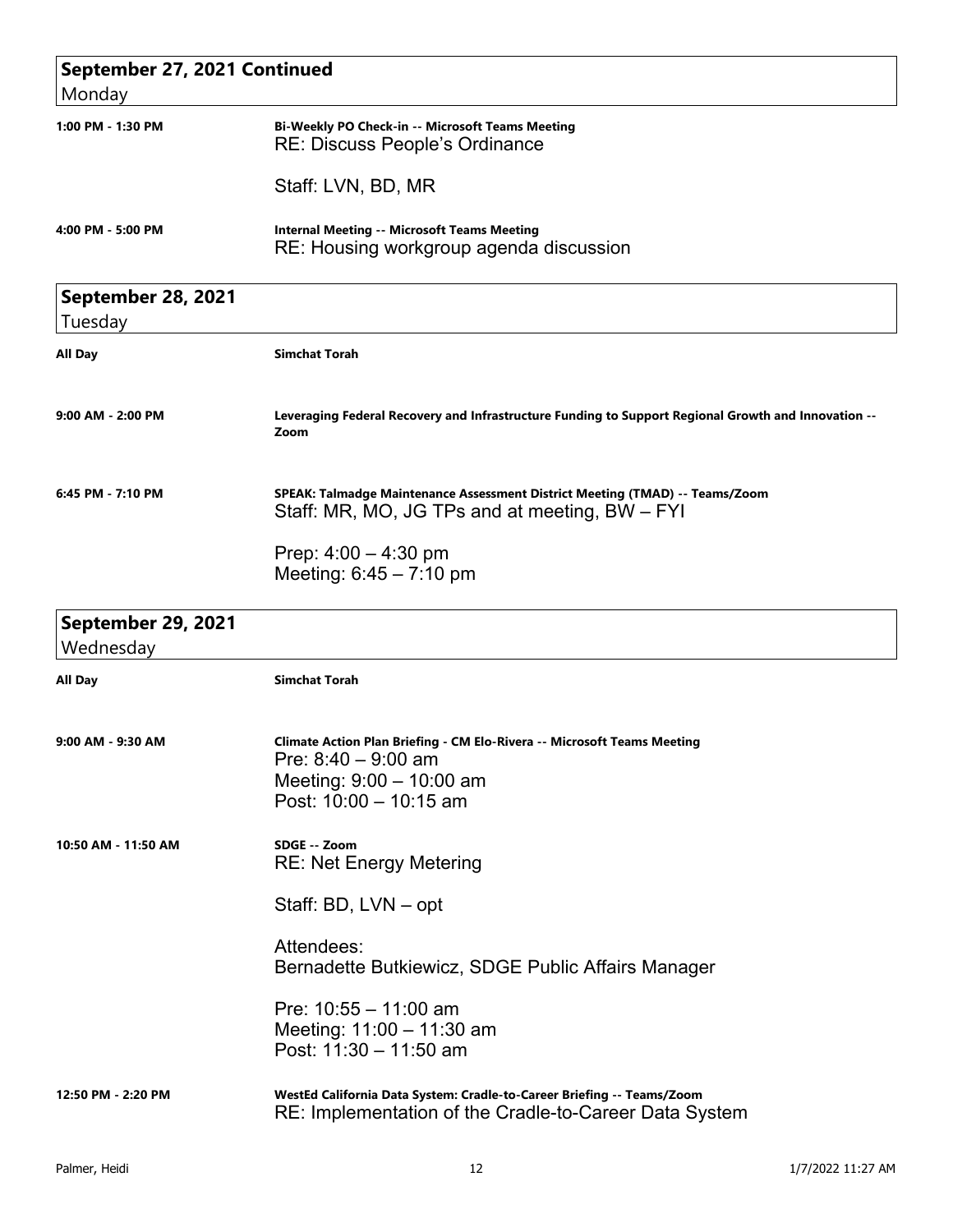## September 27, 2021 Continued
Monday

**1:00 PM - 1:30 PM** — **Bi-Weekly PO Check-in -- Microsoft Teams Meeting**
RE: Discuss People's Ordinance

Staff: LVN, BD, MR

**4:00 PM - 5:00 PM** — **Internal Meeting -- Microsoft Teams Meeting**
RE: Housing workgroup agenda discussion

## September 28, 2021
Tuesday

**All Day** — **Simchat Torah**

**9:00 AM - 2:00 PM** — **Leveraging Federal Recovery and Infrastructure Funding to Support Regional Growth and Innovation -- Zoom**

**6:45 PM - 7:10 PM** — **SPEAK: Talmadge Maintenance Assessment District Meeting (TMAD) -- Teams/Zoom**
Staff: MR, MO, JG TPs and at meeting, BW – FYI

Prep: 4:00 – 4:30 pm
Meeting: 6:45 – 7:10 pm

## September 29, 2021
Wednesday

**All Day** — **Simchat Torah**

**9:00 AM - 9:30 AM** — **Climate Action Plan Briefing - CM Elo-Rivera -- Microsoft Teams Meeting**
Pre: 8:40 – 9:00 am
Meeting: 9:00 – 10:00 am
Post: 10:00 – 10:15 am

**10:50 AM - 11:50 AM** — **SDGE -- Zoom**
RE: Net Energy Metering

Staff: BD, LVN – opt

Attendees:
Bernadette Butkiewicz, SDGE Public Affairs Manager

Pre: 10:55 – 11:00 am
Meeting: 11:00 – 11:30 am
Post: 11:30 – 11:50 am

**12:50 PM - 2:20 PM** — **WestEd California Data System: Cradle-to-Career Briefing -- Teams/Zoom**
RE: Implementation of the Cradle-to-Career Data System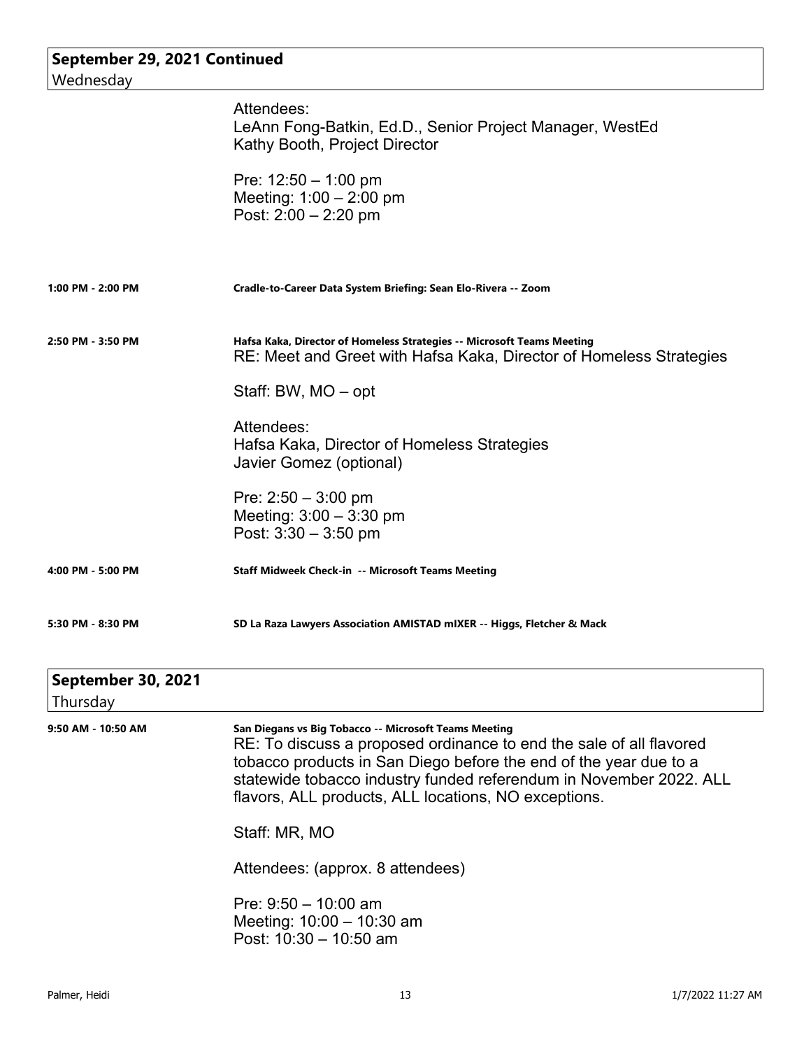## September 29, 2021 Continued
Wednesday

Attendees:
LeAnn Fong-Batkin, Ed.D., Senior Project Manager, WestEd
Kathy Booth, Project Director

Pre: 12:50 – 1:00 pm
Meeting: 1:00 – 2:00 pm
Post: 2:00 – 2:20 pm

**1:00 PM - 2:00 PM** — **Cradle-to-Career Data System Briefing: Sean Elo-Rivera -- Zoom**

**2:50 PM - 3:50 PM** — **Hafsa Kaka, Director of Homeless Strategies -- Microsoft Teams Meeting**

RE: Meet and Greet with Hafsa Kaka, Director of Homeless Strategies

Staff: BW, MO – opt

Attendees:
Hafsa Kaka, Director of Homeless Strategies
Javier Gomez (optional)

Pre: 2:50 – 3:00 pm
Meeting: 3:00 – 3:30 pm
Post: 3:30 – 3:50 pm

**4:00 PM - 5:00 PM** — **Staff Midweek Check-in -- Microsoft Teams Meeting**

**5:30 PM - 8:30 PM** — **SD La Raza Lawyers Association AMISTAD mIXER -- Higgs, Fletcher & Mack**

## September 30, 2021
Thursday

**9:50 AM - 10:50 AM** — **San Diegans vs Big Tobacco -- Microsoft Teams Meeting**

RE: To discuss a proposed ordinance to end the sale of all flavored tobacco products in San Diego before the end of the year due to a statewide tobacco industry funded referendum in November 2022. ALL flavors, ALL products, ALL locations, NO exceptions.

Staff: MR, MO

Attendees: (approx. 8 attendees)

Pre: 9:50 – 10:00 am
Meeting: 10:00 – 10:30 am
Post: 10:30 – 10:50 am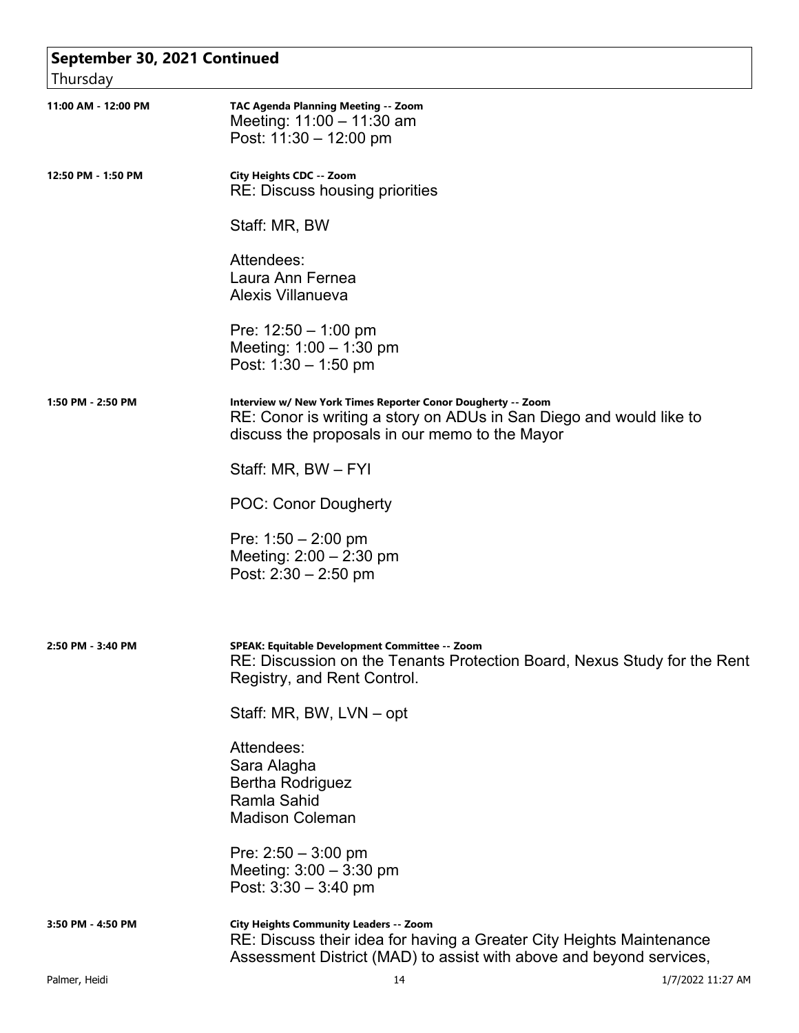## September 30, 2021 Continued

Thursday

**11:00 AM - 12:00 PM**

**TAC Agenda Planning Meeting -- Zoom**

Meeting: 11:00 – 11:30 am
Post: 11:30 – 12:00 pm

**12:50 PM - 1:50 PM**

**City Heights CDC -- Zoom**

RE: Discuss housing priorities

Staff: MR, BW

Attendees:
Laura Ann Fernea
Alexis Villanueva

Pre: 12:50 – 1:00 pm
Meeting: 1:00 – 1:30 pm
Post: 1:30 – 1:50 pm

**1:50 PM - 2:50 PM**

**Interview w/ New York Times Reporter Conor Dougherty -- Zoom**

RE: Conor is writing a story on ADUs in San Diego and would like to discuss the proposals in our memo to the Mayor

Staff: MR, BW – FYI

POC: Conor Dougherty

Pre: 1:50 – 2:00 pm
Meeting: 2:00 – 2:30 pm
Post: 2:30 – 2:50 pm

**2:50 PM - 3:40 PM**

**SPEAK: Equitable Development Committee -- Zoom**

RE: Discussion on the Tenants Protection Board, Nexus Study for the Rent Registry, and Rent Control.

Staff: MR, BW, LVN – opt

Attendees:
Sara Alagha
Bertha Rodriguez
Ramla Sahid
Madison Coleman

Pre: 2:50 – 3:00 pm
Meeting: 3:00 – 3:30 pm
Post: 3:30 – 3:40 pm

**3:50 PM - 4:50 PM**

**City Heights Community Leaders -- Zoom**

RE: Discuss their idea for having a Greater City Heights Maintenance Assessment District (MAD) to assist with above and beyond services,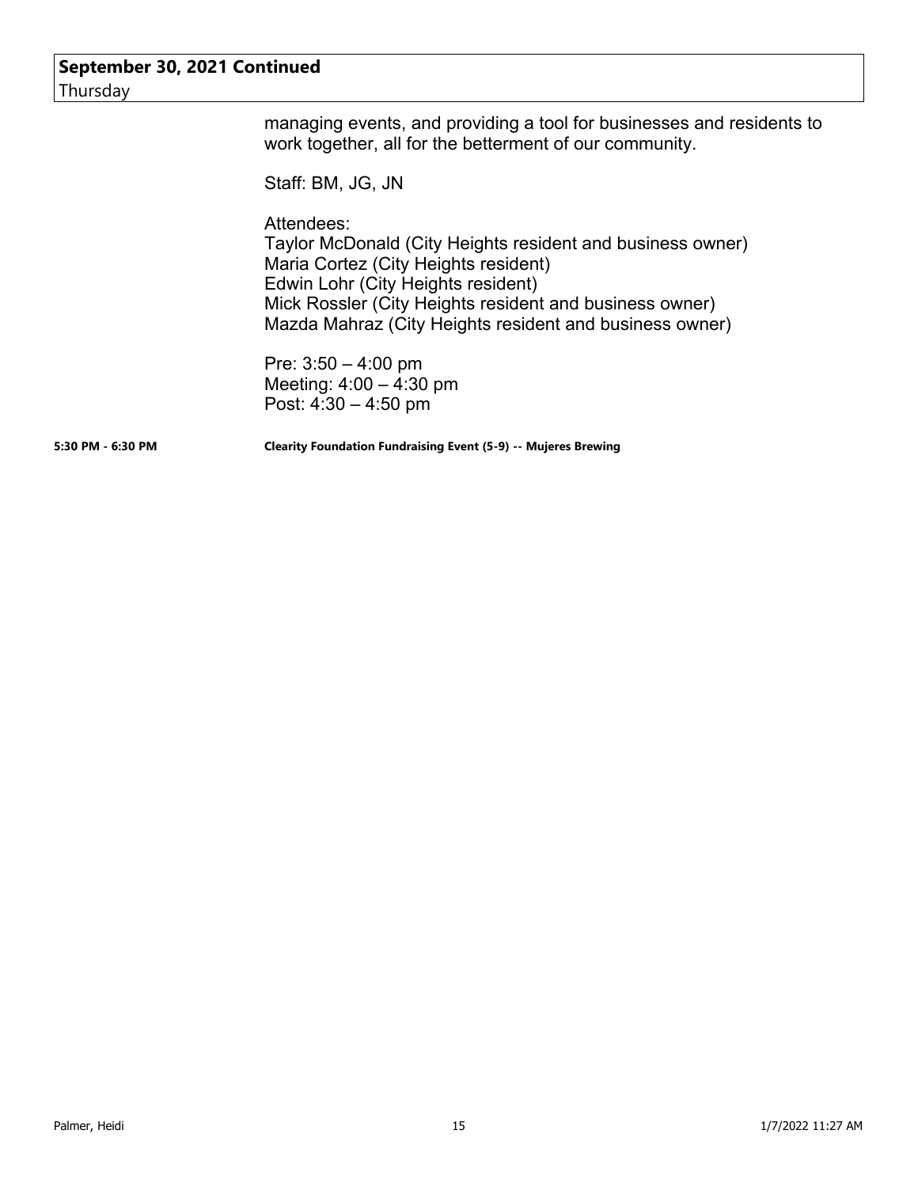## September 30, 2021 Continued
Thursday

managing events, and providing a tool for businesses and residents to work together, all for the betterment of our community.

Staff: BM, JG, JN

Attendees:
Taylor McDonald (City Heights resident and business owner)
Maria Cortez (City Heights resident)
Edwin Lohr (City Heights resident)
Mick Rossler (City Heights resident and business owner)
Mazda Mahraz (City Heights resident and business owner)

Pre: 3:50 – 4:00 pm
Meeting: 4:00 – 4:30 pm
Post: 4:30 – 4:50 pm

**5:30 PM - 6:30 PM** **Clearity Foundation Fundraising Event (5-9) -- Mujeres Brewing**